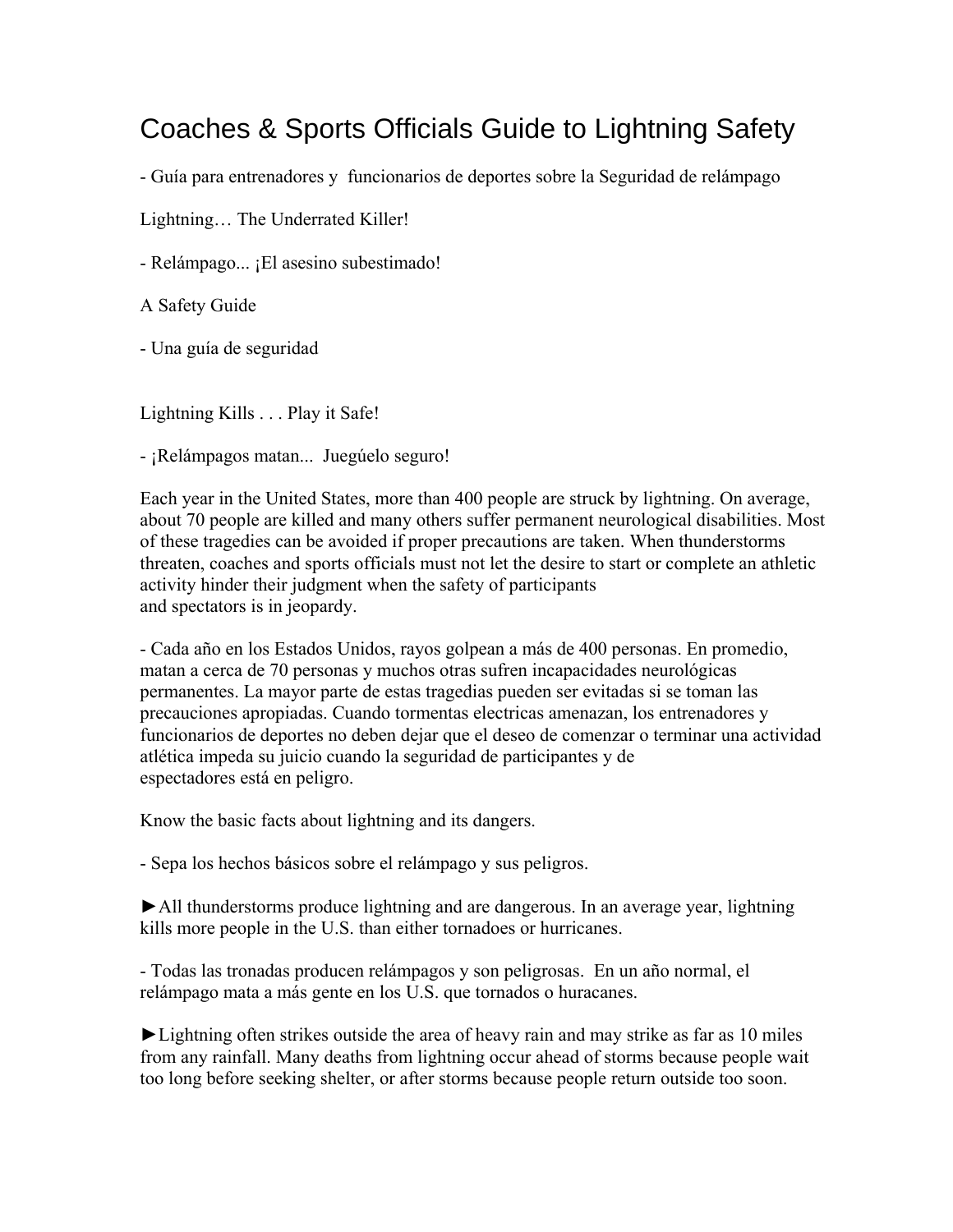# Coaches & Sports Officials Guide to Lightning Safety

- Guía para entrenadores y funcionarios de deportes sobre la Seguridad de relámpago

Lightning… The Underrated Killer!

- Relámpago... ¡El asesino subestimado!

A Safety Guide

- Una guía de seguridad

Lightning Kills . . . Play it Safe!

- ¡Relámpagos matan... Juegúelo seguro!

Each year in the United States, more than 400 people are struck by lightning. On average, about 70 people are killed and many others suffer permanent neurological disabilities. Most of these tragedies can be avoided if proper precautions are taken. When thunderstorms threaten, coaches and sports officials must not let the desire to start or complete an athletic activity hinder their judgment when the safety of participants and spectators is in jeopardy.

- Cada año en los Estados Unidos, rayos golpean a más de 400 personas. En promedio, matan a cerca de 70 personas y muchos otras sufren incapacidades neurológicas permanentes. La mayor parte de estas tragedias pueden ser evitadas si se toman las precauciones apropiadas. Cuando tormentas electricas amenazan, los entrenadores y funcionarios de deportes no deben dejar que el deseo de comenzar o terminar una actividad atlética impeda su juicio cuando la seguridad de participantes y de espectadores está en peligro.

Know the basic facts about lightning and its dangers.

- Sepa los hechos básicos sobre el relámpago y sus peligros.

►All thunderstorms produce lightning and are dangerous. In an average year, lightning kills more people in the U.S. than either tornadoes or hurricanes.

- Todas las tronadas producen relámpagos y son peligrosas. En un año normal, el relámpago mata a más gente en los U.S. que tornados o huracanes.

►Lightning often strikes outside the area of heavy rain and may strike as far as 10 miles from any rainfall. Many deaths from lightning occur ahead of storms because people wait too long before seeking shelter, or after storms because people return outside too soon.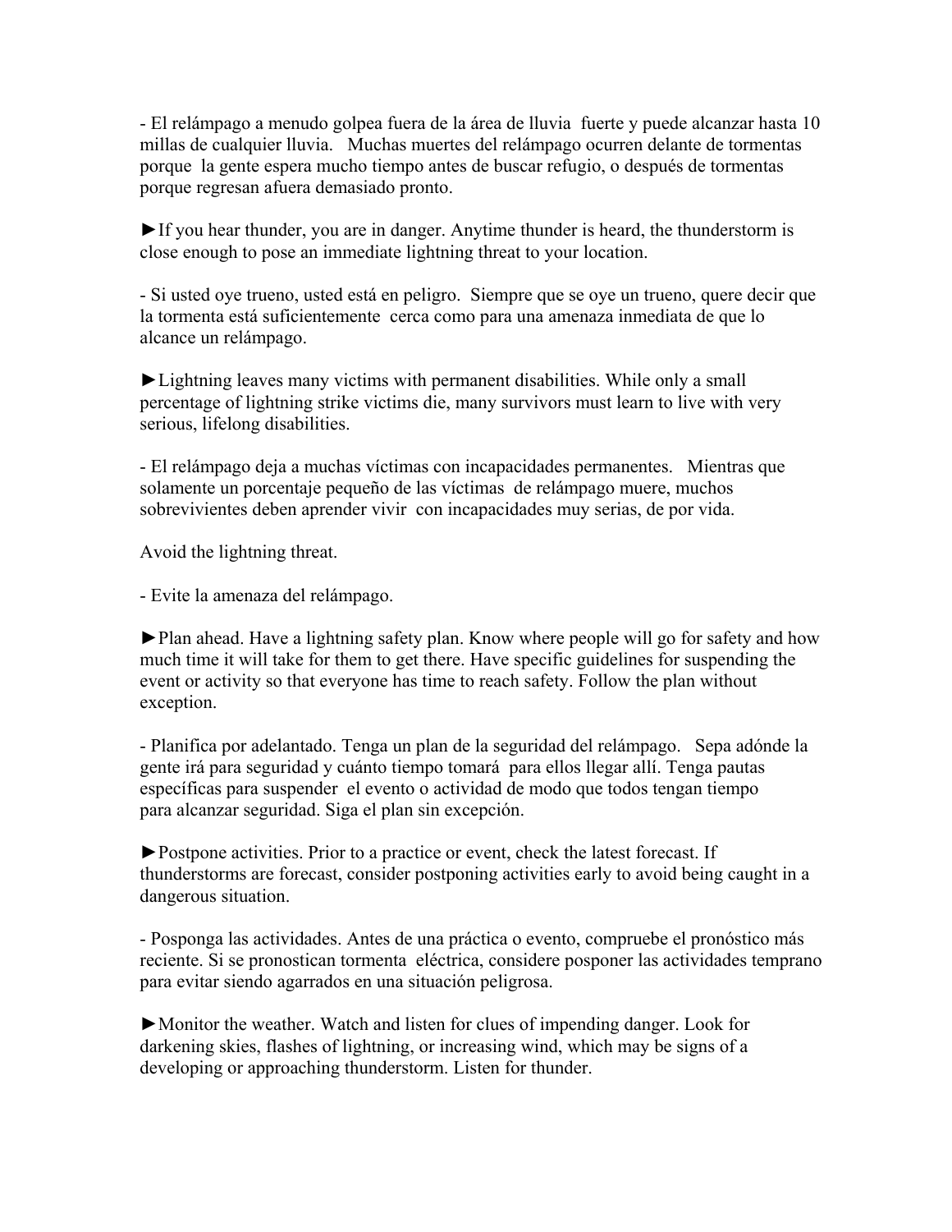- El relámpago a menudo golpea fuera de la área de lluvia fuerte y puede alcanzar hasta 10 millas de cualquier lluvia. Muchas muertes del relámpago ocurren delante de tormentas porque la gente espera mucho tiempo antes de buscar refugio, o después de tormentas porque regresan afuera demasiado pronto.

►If you hear thunder, you are in danger. Anytime thunder is heard, the thunderstorm is close enough to pose an immediate lightning threat to your location.

- Si usted oye trueno, usted está en peligro. Siempre que se oye un trueno, quere decir que la tormenta está suficientemente cerca como para una amenaza inmediata de que lo alcance un relámpago.

►Lightning leaves many victims with permanent disabilities. While only a small percentage of lightning strike victims die, many survivors must learn to live with very serious, lifelong disabilities.

- El relámpago deja a muchas víctimas con incapacidades permanentes. Mientras que solamente un porcentaje pequeño de las víctimas de relámpago muere, muchos sobrevivientes deben aprender vivir con incapacidades muy serias, de por vida.

Avoid the lightning threat.

- Evite la amenaza del relámpago.

►Plan ahead. Have a lightning safety plan. Know where people will go for safety and how much time it will take for them to get there. Have specific guidelines for suspending the event or activity so that everyone has time to reach safety. Follow the plan without exception.

- Planifica por adelantado. Tenga un plan de la seguridad del relámpago. Sepa adónde la gente irá para seguridad y cuánto tiempo tomará para ellos llegar allí. Tenga pautas específicas para suspender el evento o actividad de modo que todos tengan tiempo para alcanzar seguridad. Siga el plan sin excepción.

►Postpone activities. Prior to a practice or event, check the latest forecast. If thunderstorms are forecast, consider postponing activities early to avoid being caught in a dangerous situation.

- Posponga las actividades. Antes de una práctica o evento, compruebe el pronóstico más reciente. Si se pronostican tormenta eléctrica, considere posponer las actividades temprano para evitar siendo agarrados en una situación peligrosa.

►Monitor the weather. Watch and listen for clues of impending danger. Look for darkening skies, flashes of lightning, or increasing wind, which may be signs of a developing or approaching thunderstorm. Listen for thunder.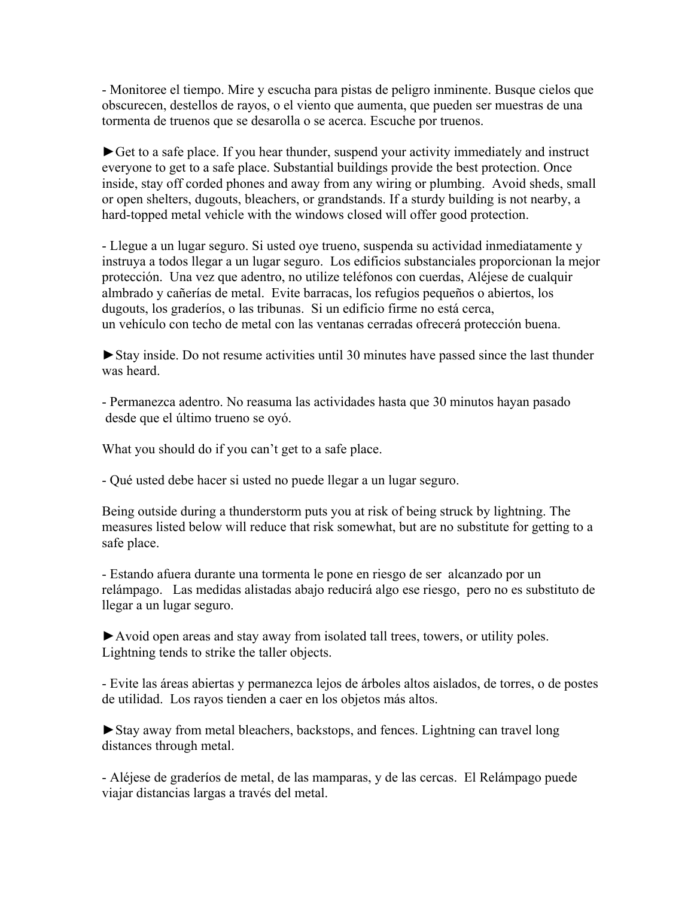- Monitoree el tiempo. Mire y escucha para pistas de peligro inminente. Busque cielos que obscurecen, destellos de rayos, o el viento que aumenta, que pueden ser muestras de una tormenta de truenos que se desarolla o se acerca. Escuche por truenos.

►Get to a safe place. If you hear thunder, suspend your activity immediately and instruct everyone to get to a safe place. Substantial buildings provide the best protection. Once inside, stay off corded phones and away from any wiring or plumbing. Avoid sheds, small or open shelters, dugouts, bleachers, or grandstands. If a sturdy building is not nearby, a hard-topped metal vehicle with the windows closed will offer good protection.

- Llegue a un lugar seguro. Si usted oye trueno, suspenda su actividad inmediatamente y instruya a todos llegar a un lugar seguro. Los edificios substanciales proporcionan la mejor protección. Una vez que adentro, no utilize teléfonos con cuerdas, Aléjese de cualquir almbrado y cañerías de metal. Evite barracas, los refugios pequeños o abiertos, los dugouts, los graderíos, o las tribunas. Si un edificio firme no está cerca, un vehículo con techo de metal con las ventanas cerradas ofrecerá protección buena.

►Stay inside. Do not resume activities until 30 minutes have passed since the last thunder was heard.

- Permanezca adentro. No reasuma las actividades hasta que 30 minutos hayan pasado desde que el último trueno se oyó.

What you should do if you can't get to a safe place.

- Qué usted debe hacer si usted no puede llegar a un lugar seguro.

Being outside during a thunderstorm puts you at risk of being struck by lightning. The measures listed below will reduce that risk somewhat, but are no substitute for getting to a safe place.

- Estando afuera durante una tormenta le pone en riesgo de ser alcanzado por un relámpago. Las medidas alistadas abajo reducirá algo ese riesgo, pero no es substituto de llegar a un lugar seguro.

►Avoid open areas and stay away from isolated tall trees, towers, or utility poles. Lightning tends to strike the taller objects.

- Evite las áreas abiertas y permanezca lejos de árboles altos aislados, de torres, o de postes de utilidad. Los rayos tienden a caer en los objetos más altos.

►Stay away from metal bleachers, backstops, and fences. Lightning can travel long distances through metal.

- Aléjese de graderíos de metal, de las mamparas, y de las cercas. El Relámpago puede viajar distancias largas a través del metal.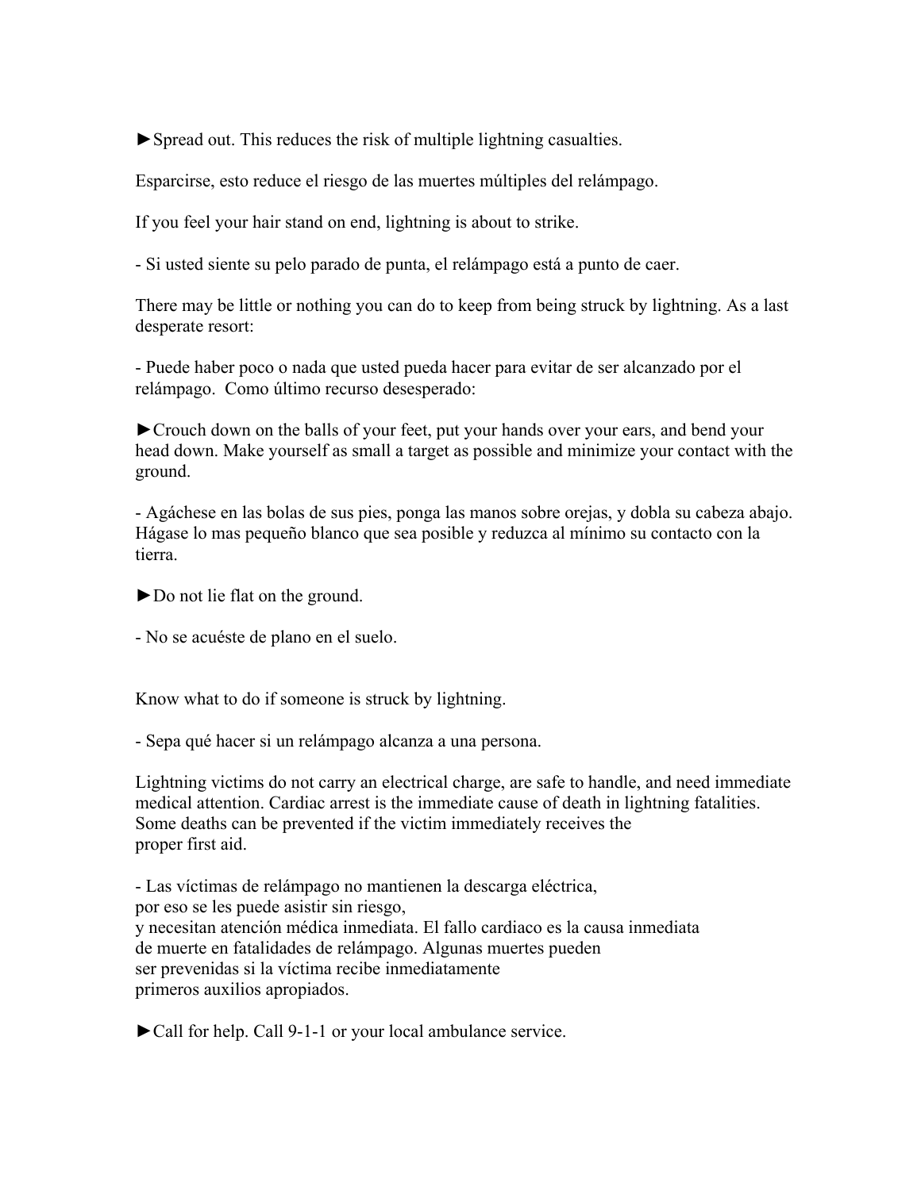►Spread out. This reduces the risk of multiple lightning casualties.

Esparcirse, esto reduce el riesgo de las muertes múltiples del relámpago.

If you feel your hair stand on end, lightning is about to strike.

- Si usted siente su pelo parado de punta, el relámpago está a punto de caer.

There may be little or nothing you can do to keep from being struck by lightning. As a last desperate resort:

- Puede haber poco o nada que usted pueda hacer para evitar de ser alcanzado por el relámpago.  Como último recurso desesperado:

►Crouch down on the balls of your feet, put your hands over your ears, and bend your head down. Make yourself as small a target as possible and minimize your contact with the ground.

- Agáchese en las bolas de sus pies, ponga las manos sobre orejas, y dobla su cabeza abajo. Hágase lo mas pequeño blanco que sea posible y reduzca al mínimo su contacto con la tierra.

►Do not lie flat on the ground.

- No se acuéste de plano en el suelo.

Know what to do if someone is struck by lightning.

- Sepa qué hacer si un relámpago alcanza a una persona.

Lightning victims do not carry an electrical charge, are safe to handle, and need immediate medical attention. Cardiac arrest is the immediate cause of death in lightning fatalities. Some deaths can be prevented if the victim immediately receives the proper first aid.

- Las víctimas de relámpago no mantienen la descarga eléctrica, por eso se les puede asistir sin riesgo, y necesitan atención médica inmediata. El fallo cardiaco es la causa inmediata de muerte en fatalidades de relámpago. Algunas muertes pueden ser prevenidas si la víctima recibe inmediatamente primeros auxilios apropiados.

►Call for help. Call 9-1-1 or your local ambulance service.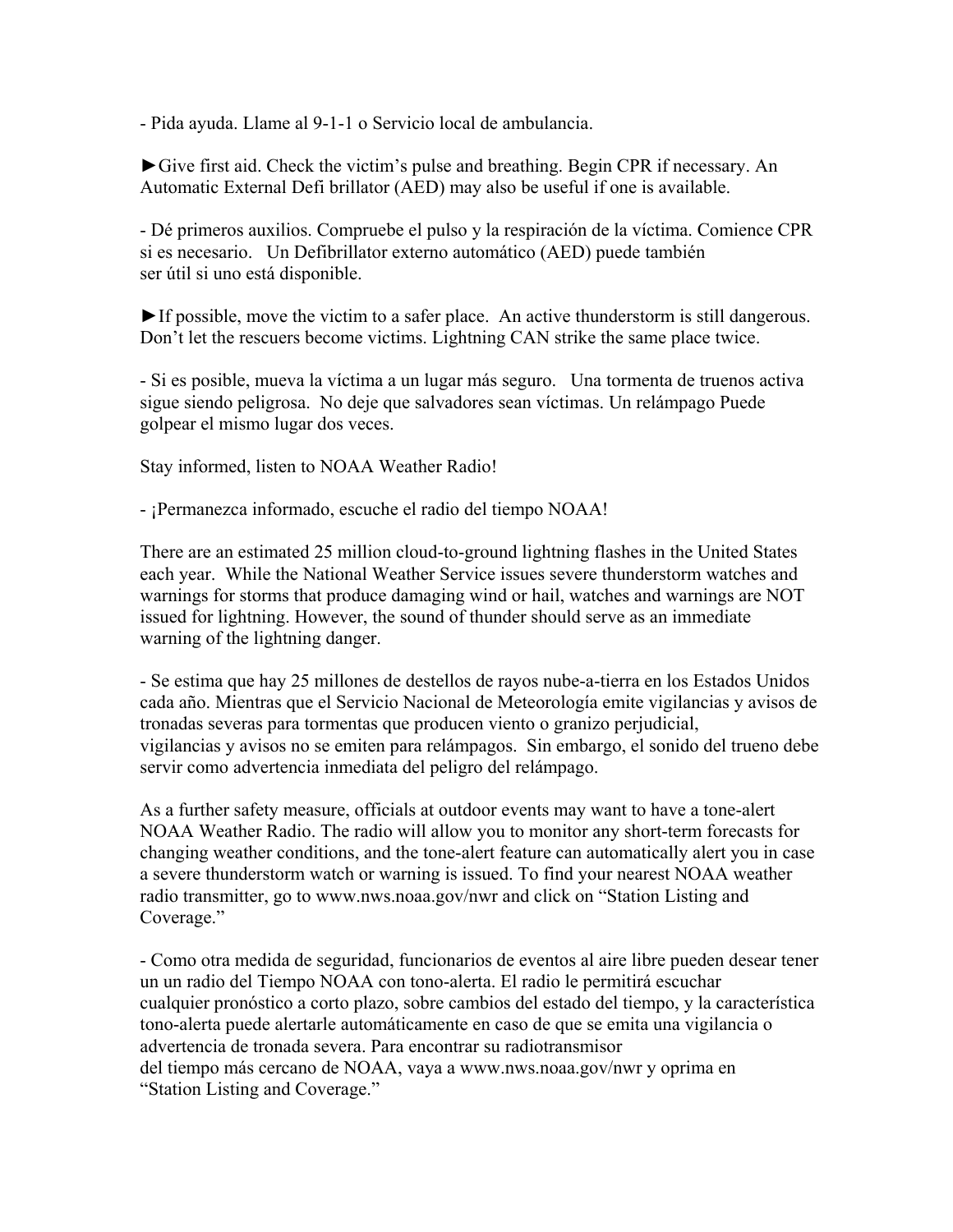- Pida ayuda. Llame al 9-1-1 o Servicio local de ambulancia.

►Give first aid. Check the victim's pulse and breathing. Begin CPR if necessary. An Automatic External Defi brillator (AED) may also be useful if one is available.

- Dé primeros auxilios. Compruebe el pulso y la respiración de la víctima. Comience CPR si es necesario. Un Defibrillator externo automático (AED) puede también ser útil si uno está disponible.

►If possible, move the victim to a safer place. An active thunderstorm is still dangerous. Don't let the rescuers become victims. Lightning CAN strike the same place twice.

- Si es posible, mueva la víctima a un lugar más seguro. Una tormenta de truenos activa sigue siendo peligrosa. No deje que salvadores sean víctimas. Un relámpago Puede golpear el mismo lugar dos veces.

Stay informed, listen to NOAA Weather Radio!

- ¡Permanezca informado, escuche el radio del tiempo NOAA!

There are an estimated 25 million cloud-to-ground lightning flashes in the United States each year. While the National Weather Service issues severe thunderstorm watches and warnings for storms that produce damaging wind or hail, watches and warnings are NOT issued for lightning. However, the sound of thunder should serve as an immediate warning of the lightning danger.

- Se estima que hay 25 millones de destellos de rayos nube-a-tierra en los Estados Unidos cada año. Mientras que el Servicio Nacional de Meteorología emite vigilancias y avisos de tronadas severas para tormentas que producen viento o granizo perjudicial, vigilancias y avisos no se emiten para relámpagos. Sin embargo, el sonido del trueno debe servir como advertencia inmediata del peligro del relámpago.

As a further safety measure, officials at outdoor events may want to have a tone-alert NOAA Weather Radio. The radio will allow you to monitor any short-term forecasts for changing weather conditions, and the tone-alert feature can automatically alert you in case a severe thunderstorm watch or warning is issued. To find your nearest NOAA weather radio transmitter, go to www.nws.noaa.gov/nwr and click on "Station Listing and Coverage."

- Como otra medida de seguridad, funcionarios de eventos al aire libre pueden desear tener un un radio del Tiempo NOAA con tono-alerta. El radio le permitirá escuchar cualquier pronóstico a corto plazo, sobre cambios del estado del tiempo, y la característica tono-alerta puede alertarle automáticamente en caso de que se emita una vigilancia o advertencia de tronada severa. Para encontrar su radiotransmisor del tiempo más cercano de NOAA, vaya a www.nws.noaa.gov/nwr y oprima en "Station Listing and Coverage."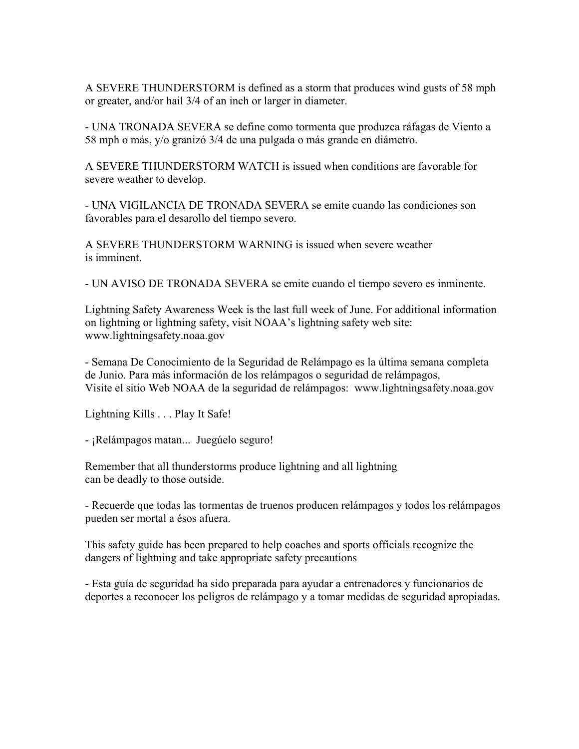A SEVERE THUNDERSTORM is defined as a storm that produces wind gusts of 58 mph or greater, and/or hail 3/4 of an inch or larger in diameter.

- UNA TRONADA SEVERA se define como tormenta que produzca ráfagas de Viento a 58 mph o más, y/o granizó 3/4 de una pulgada o más grande en diámetro.

A SEVERE THUNDERSTORM WATCH is issued when conditions are favorable for severe weather to develop.

- UNA VIGILANCIA DE TRONADA SEVERA se emite cuando las condiciones son favorables para el desarollo del tiempo severo.

A SEVERE THUNDERSTORM WARNING is issued when severe weather is imminent.

- UN AVISO DE TRONADA SEVERA se emite cuando el tiempo severo es inminente.

Lightning Safety Awareness Week is the last full week of June. For additional information on lightning or lightning safety, visit NOAA's lightning safety web site: www.lightningsafety.noaa.gov

- Semana De Conocimiento de la Seguridad de Relámpago es la última semana completa de Junio. Para más información de los relámpagos o seguridad de relámpagos, Visite el sitio Web NOAA de la seguridad de relámpagos: www.lightningsafety.noaa.gov

Lightning Kills . . . Play It Safe!

- ¡Relámpagos matan... Juegúelo seguro!

Remember that all thunderstorms produce lightning and all lightning can be deadly to those outside.

- Recuerde que todas las tormentas de truenos producen relámpagos y todos los relámpagos pueden ser mortal a ésos afuera.

This safety guide has been prepared to help coaches and sports officials recognize the dangers of lightning and take appropriate safety precautions

- Esta guía de seguridad ha sido preparada para ayudar a entrenadores y funcionarios de deportes a reconocer los peligros de relámpago y a tomar medidas de seguridad apropiadas.